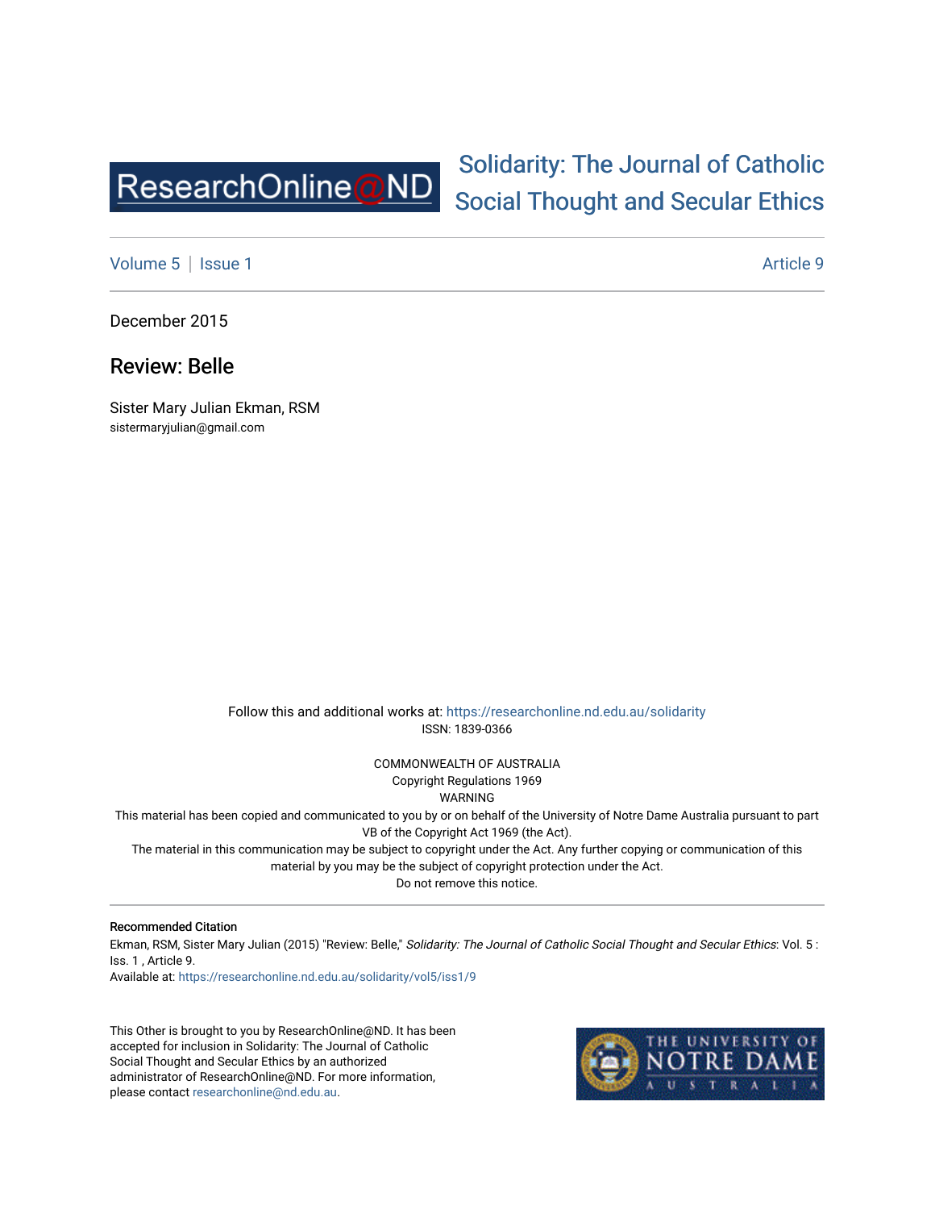ResearchOnline@ND

Solidarity: The Journal of Catholic Social Thought and Secular Ethics

Volume 5 | Issue 1 Article 9

December 2015

# Review: Belle

Sister Mary Julian Ekman, RSM
sistermaryjulian@gmail.com

Follow this and additional works at: https://researchonline.nd.edu.au/solidarity
ISSN: 1839-0366

COMMONWEALTH OF AUSTRALIA
Copyright Regulations 1969
WARNING
This material has been copied and communicated to you by or on behalf of the University of Notre Dame Australia pursuant to part VB of the Copyright Act 1969 (the Act).
The material in this communication may be subject to copyright under the Act. Any further copying or communication of this material by you may be the subject of copyright protection under the Act.
Do not remove this notice.

**Recommended Citation**

Ekman, RSM, Sister Mary Julian (2015) "Review: Belle," *Solidarity: The Journal of Catholic Social Thought and Secular Ethics*: Vol. 5 : Iss. 1 , Article 9.
Available at: https://researchonline.nd.edu.au/solidarity/vol5/iss1/9

This Other is brought to you by ResearchOnline@ND. It has been accepted for inclusion in Solidarity: The Journal of Catholic Social Thought and Secular Ethics by an authorized administrator of ResearchOnline@ND. For more information, please contact researchonline@nd.edu.au.

THE UNIVERSITY OF NOTRE DAME AUSTRALIA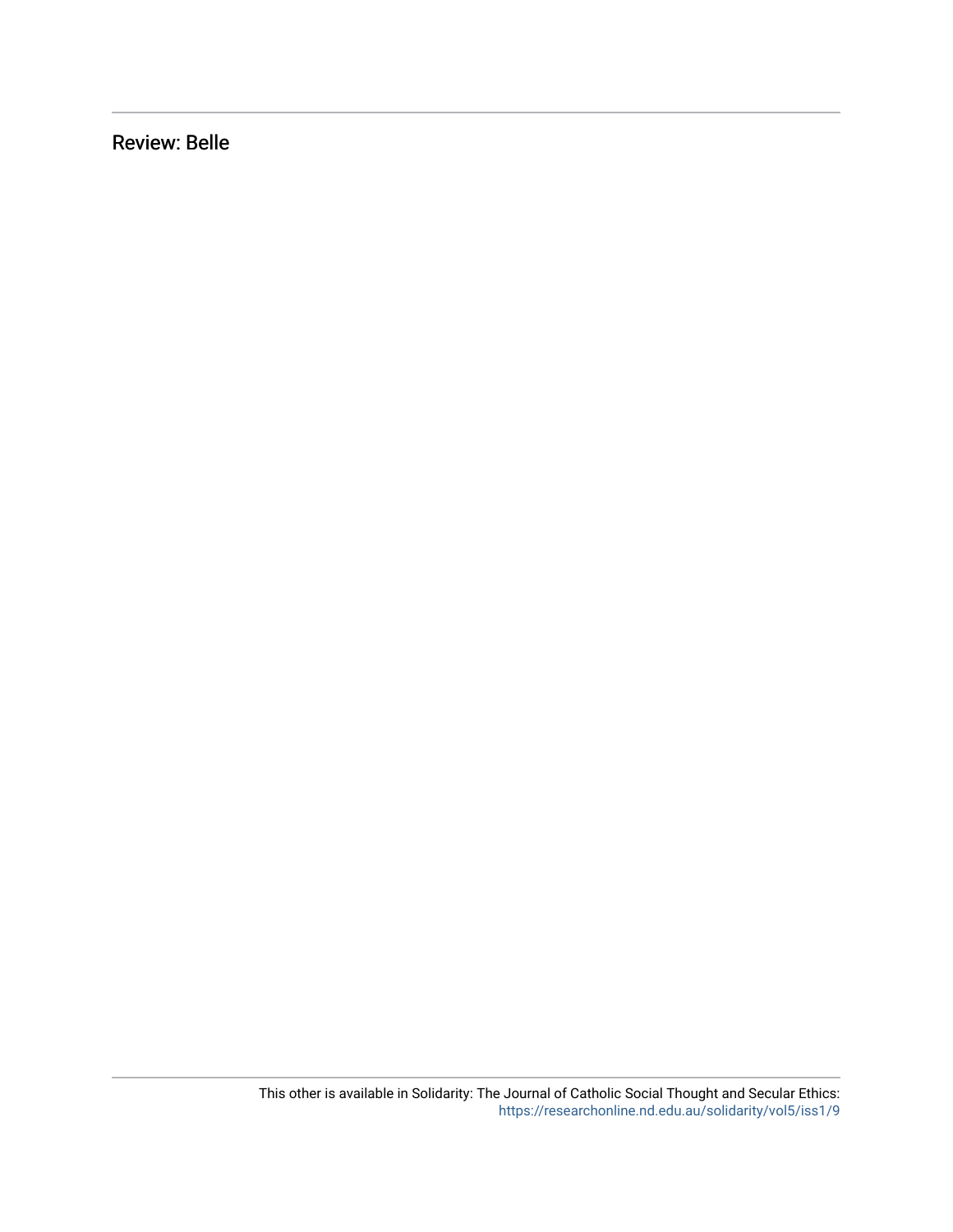Review: Belle

This other is available in Solidarity: The Journal of Catholic Social Thought and Secular Ethics: https://researchonline.nd.edu.au/solidarity/vol5/iss1/9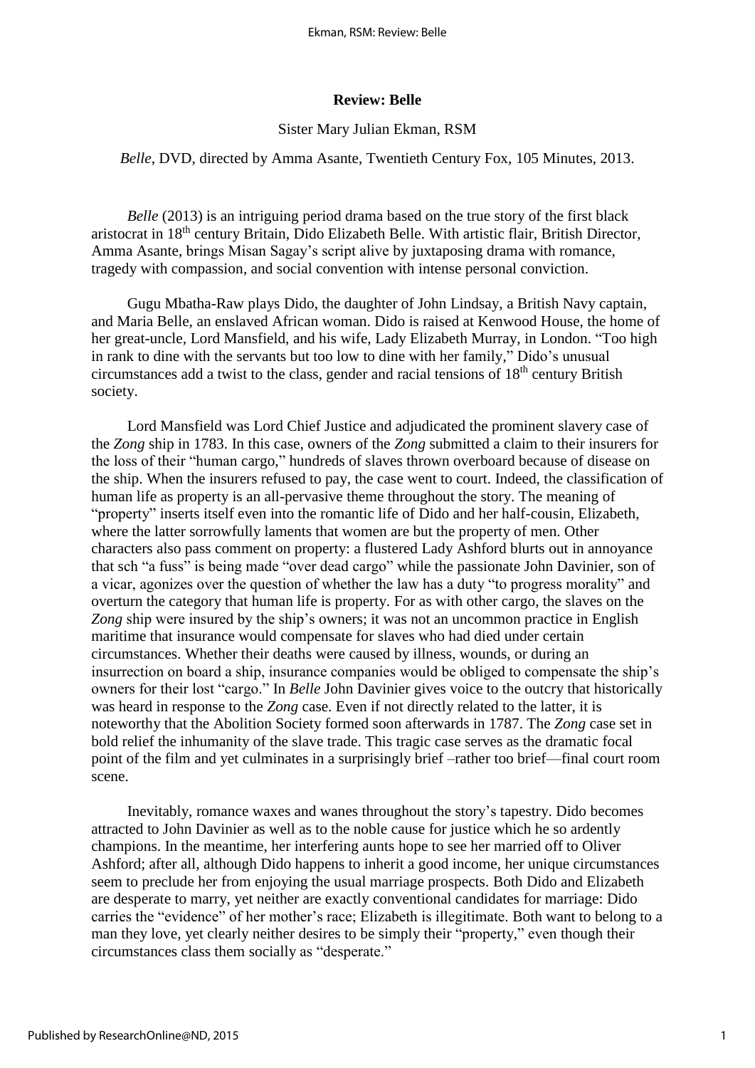**Review: Belle**

Sister Mary Julian Ekman, RSM

*Belle*, DVD, directed by Amma Asante, Twentieth Century Fox, 105 Minutes, 2013.

*Belle* (2013) is an intriguing period drama based on the true story of the first black aristocrat in 18th century Britain, Dido Elizabeth Belle. With artistic flair, British Director, Amma Asante, brings Misan Sagay's script alive by juxtaposing drama with romance, tragedy with compassion, and social convention with intense personal conviction.

Gugu Mbatha-Raw plays Dido, the daughter of John Lindsay, a British Navy captain, and Maria Belle, an enslaved African woman. Dido is raised at Kenwood House, the home of her great-uncle, Lord Mansfield, and his wife, Lady Elizabeth Murray, in London. "Too high in rank to dine with the servants but too low to dine with her family," Dido's unusual circumstances add a twist to the class, gender and racial tensions of 18th century British society.

Lord Mansfield was Lord Chief Justice and adjudicated the prominent slavery case of the *Zong* ship in 1783. In this case, owners of the *Zong* submitted a claim to their insurers for the loss of their "human cargo," hundreds of slaves thrown overboard because of disease on the ship. When the insurers refused to pay, the case went to court. Indeed, the classification of human life as property is an all-pervasive theme throughout the story. The meaning of "property" inserts itself even into the romantic life of Dido and her half-cousin, Elizabeth, where the latter sorrowfully laments that women are but the property of men. Other characters also pass comment on property: a flustered Lady Ashford blurts out in annoyance that sch "a fuss" is being made "over dead cargo" while the passionate John Davinier, son of a vicar, agonizes over the question of whether the law has a duty "to progress morality" and overturn the category that human life is property. For as with other cargo, the slaves on the *Zong* ship were insured by the ship's owners; it was not an uncommon practice in English maritime that insurance would compensate for slaves who had died under certain circumstances. Whether their deaths were caused by illness, wounds, or during an insurrection on board a ship, insurance companies would be obliged to compensate the ship's owners for their lost "cargo." In *Belle* John Davinier gives voice to the outcry that historically was heard in response to the *Zong* case. Even if not directly related to the latter, it is noteworthy that the Abolition Society formed soon afterwards in 1787. The *Zong* case set in bold relief the inhumanity of the slave trade. This tragic case serves as the dramatic focal point of the film and yet culminates in a surprisingly brief –rather too brief—final court room scene.

Inevitably, romance waxes and wanes throughout the story's tapestry. Dido becomes attracted to John Davinier as well as to the noble cause for justice which he so ardently champions. In the meantime, her interfering aunts hope to see her married off to Oliver Ashford; after all, although Dido happens to inherit a good income, her unique circumstances seem to preclude her from enjoying the usual marriage prospects. Both Dido and Elizabeth are desperate to marry, yet neither are exactly conventional candidates for marriage: Dido carries the "evidence" of her mother's race; Elizabeth is illegitimate. Both want to belong to a man they love, yet clearly neither desires to be simply their "property," even though their circumstances class them socially as "desperate."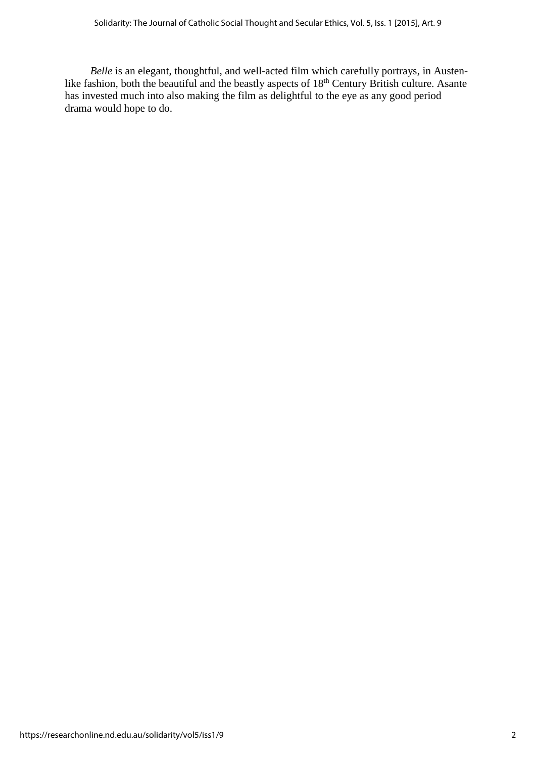*Belle* is an elegant, thoughtful, and well-acted film which carefully portrays, in Austen-like fashion, both the beautiful and the beastly aspects of 18th Century British culture. Asante has invested much into also making the film as delightful to the eye as any good period drama would hope to do.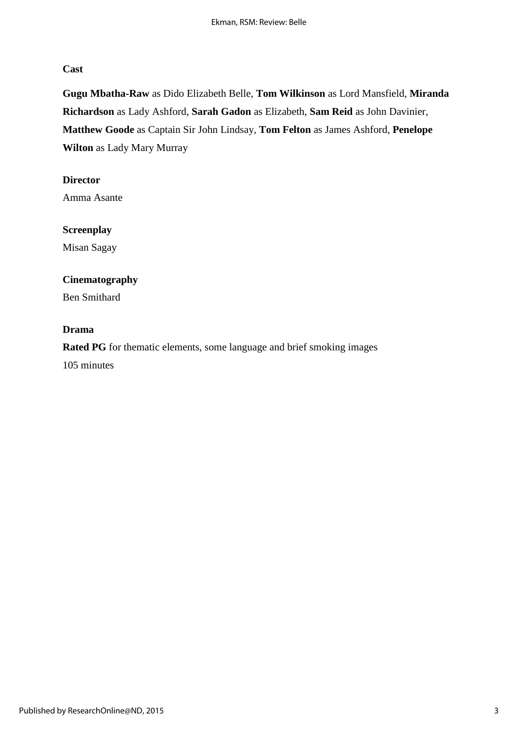**Cast**

**Gugu Mbatha-Raw** as Dido Elizabeth Belle, **Tom Wilkinson** as Lord Mansfield, **Miranda Richardson** as Lady Ashford, **Sarah Gadon** as Elizabeth, **Sam Reid** as John Davinier, **Matthew Goode** as Captain Sir John Lindsay, **Tom Felton** as James Ashford, **Penelope Wilton** as Lady Mary Murray

**Director**

Amma Asante

**Screenplay**

Misan Sagay

**Cinematography**

Ben Smithard

**Drama**

**Rated PG** for thematic elements, some language and brief smoking images

105 minutes